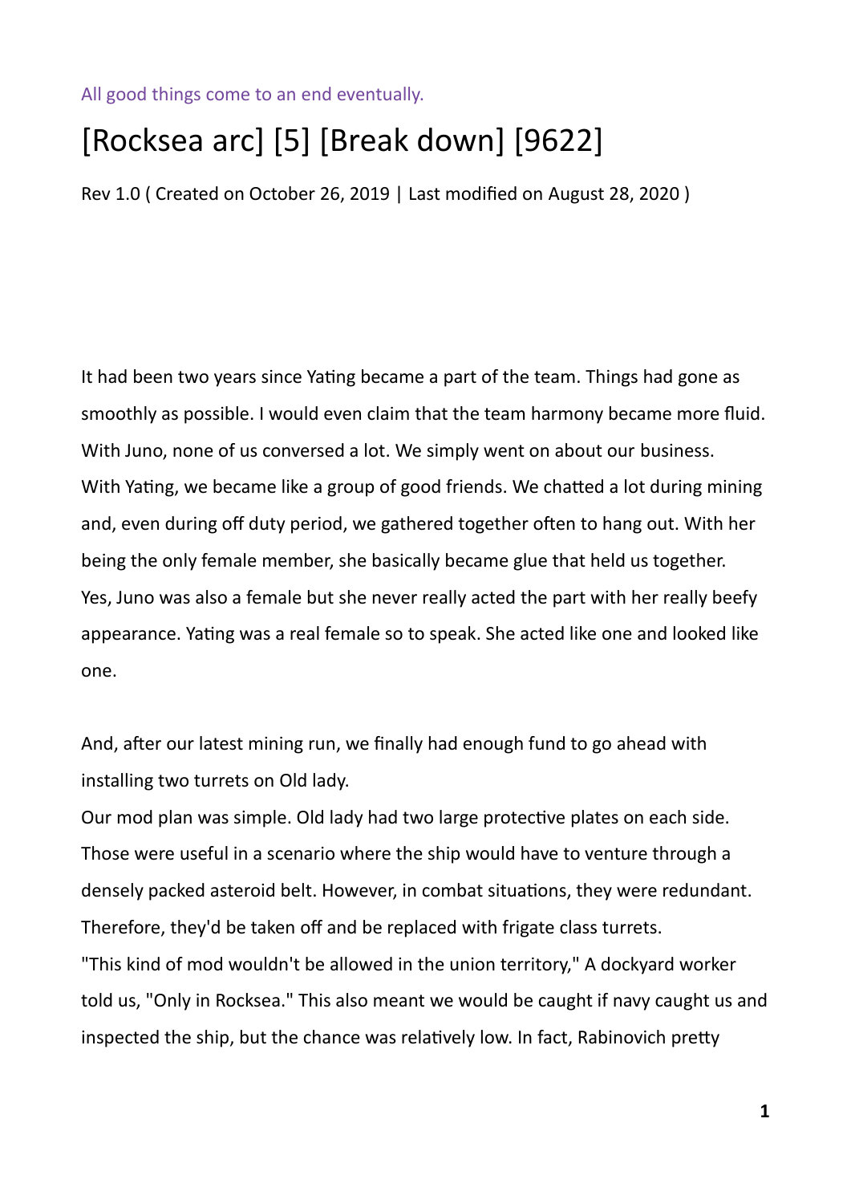All good things come to an end eventually.

# [Rocksea arc] [5] [Break down] [9622]

Rev 1.0 ( Created on October 26, 2019 | Last modified on August 28, 2020 )

It had been two years since Yating became a part of the team. Things had gone as smoothly as possible. I would even claim that the team harmony became more fluid. With Juno, none of us conversed a lot. We simply went on about our business. With Yating, we became like a group of good friends. We chatted a lot during mining and, even during off duty period, we gathered together often to hang out. With her being the only female member, she basically became glue that held us together. Yes, Juno was also a female but she never really acted the part with her really beefy appearance. Yating was a real female so to speak. She acted like one and looked like one.

And, after our latest mining run, we finally had enough fund to go ahead with installing two turrets on Old lady.
Our mod plan was simple. Old lady had two large protective plates on each side. Those were useful in a scenario where the ship would have to venture through a densely packed asteroid belt. However, in combat situations, they were redundant. Therefore, they'd be taken off and be replaced with frigate class turrets.
"This kind of mod wouldn't be allowed in the union territory," A dockyard worker told us, "Only in Rocksea." This also meant we would be caught if navy caught us and inspected the ship, but the chance was relatively low. In fact, Rabinovich pretty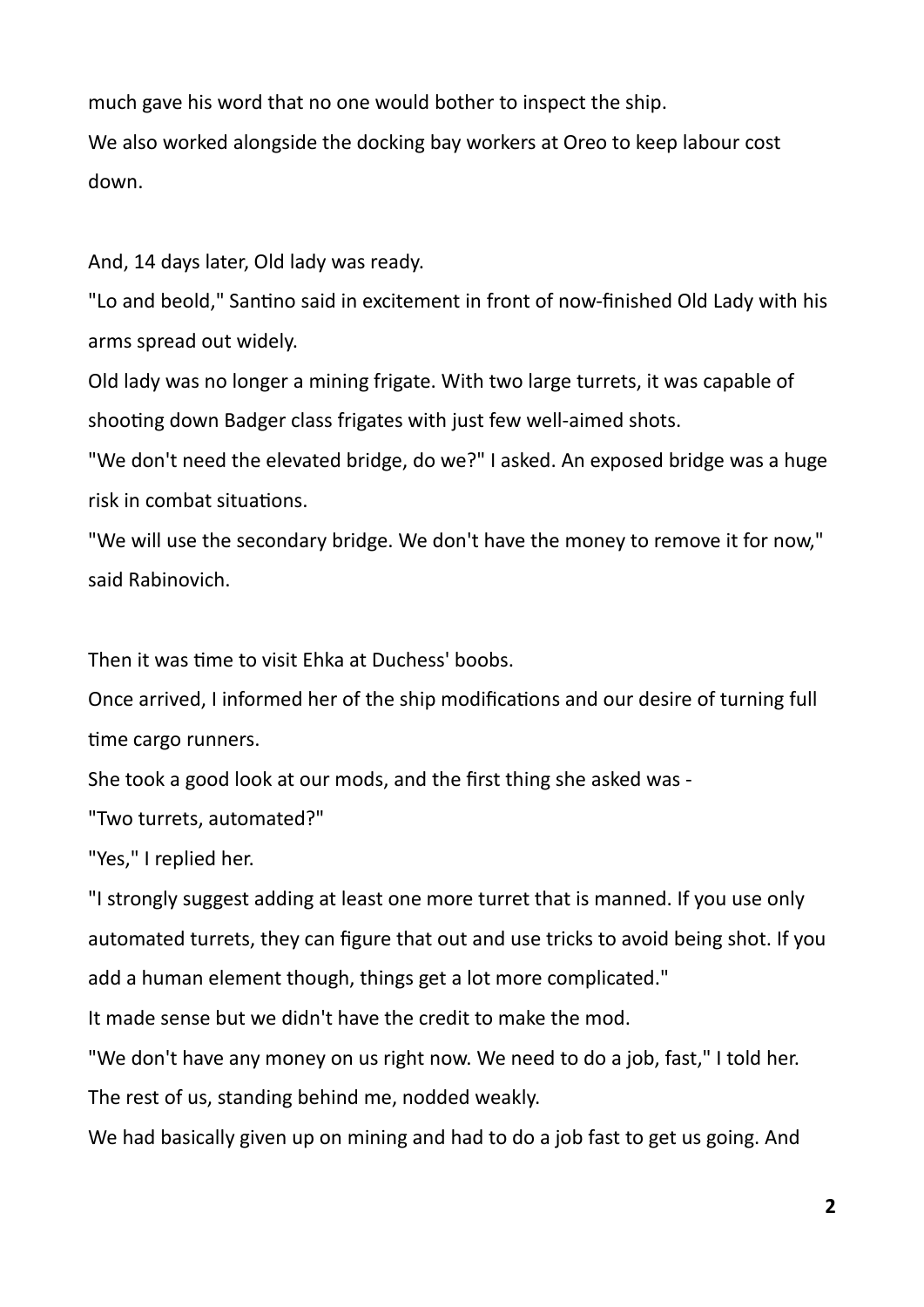much gave his word that no one would bother to inspect the ship.

We also worked alongside the docking bay workers at Oreo to keep labour cost down.

And, 14 days later, Old lady was ready.

"Lo and beold," Santino said in excitement in front of now-finished Old Lady with his arms spread out widely.

Old lady was no longer a mining frigate. With two large turrets, it was capable of shooting down Badger class frigates with just few well-aimed shots.

"We don't need the elevated bridge, do we?" I asked. An exposed bridge was a huge risk in combat situations.

"We will use the secondary bridge. We don't have the money to remove it for now," said Rabinovich.

Then it was time to visit Ehka at Duchess' boobs.

Once arrived, I informed her of the ship modifications and our desire of turning full time cargo runners.

She took a good look at our mods, and the first thing she asked was -

"Two turrets, automated?"

"Yes," I replied her.

"I strongly suggest adding at least one more turret that is manned. If you use only automated turrets, they can figure that out and use tricks to avoid being shot. If you add a human element though, things get a lot more complicated."

It made sense but we didn't have the credit to make the mod.

"We don't have any money on us right now. We need to do a job, fast," I told her.

The rest of us, standing behind me, nodded weakly.

We had basically given up on mining and had to do a job fast to get us going. And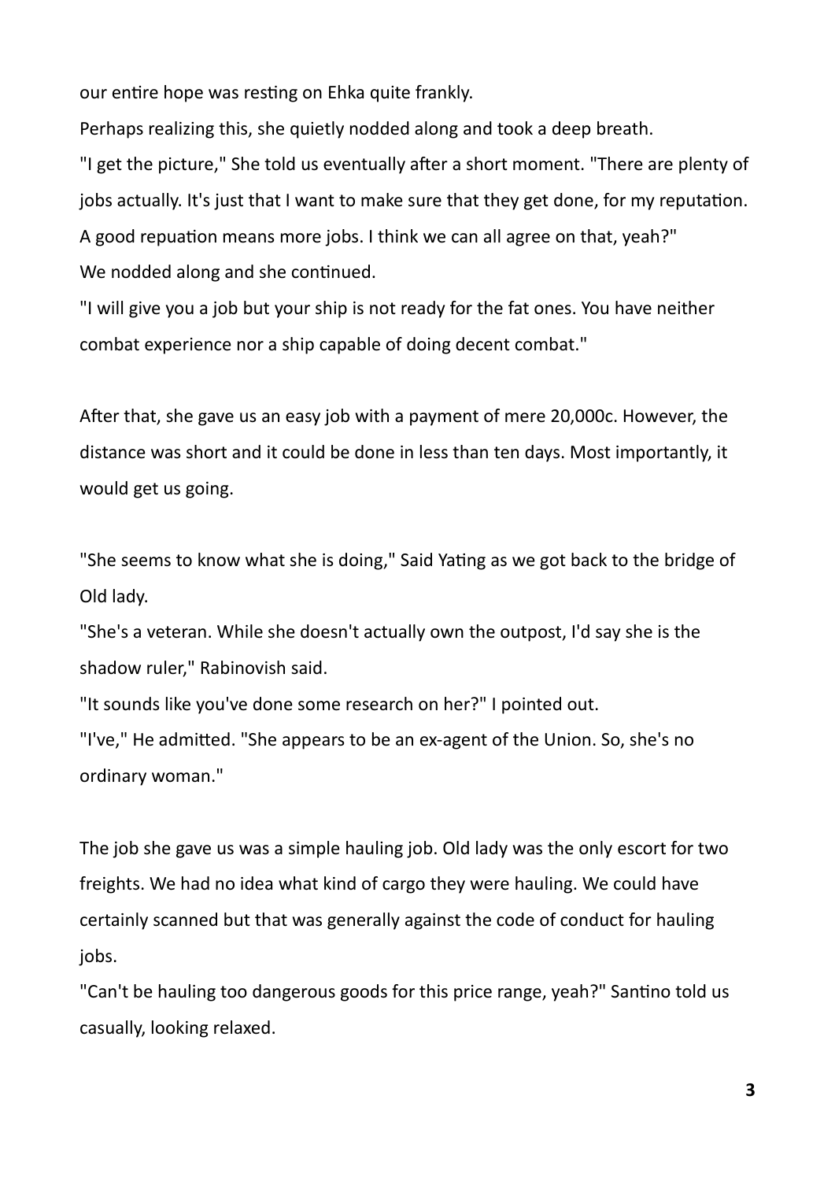our entire hope was resting on Ehka quite frankly.

Perhaps realizing this, she quietly nodded along and took a deep breath.

"I get the picture," She told us eventually after a short moment. "There are plenty of jobs actually. It's just that I want to make sure that they get done, for my reputation. A good repuation means more jobs. I think we can all agree on that, yeah?"

We nodded along and she continued.

"I will give you a job but your ship is not ready for the fat ones. You have neither combat experience nor a ship capable of doing decent combat."

After that, she gave us an easy job with a payment of mere 20,000c. However, the distance was short and it could be done in less than ten days. Most importantly, it would get us going.

"She seems to know what she is doing," Said Yating as we got back to the bridge of Old lady.

"She's a veteran. While she doesn't actually own the outpost, I'd say she is the shadow ruler," Rabinovish said.

"It sounds like you've done some research on her?" I pointed out.

"I've," He admitted. "She appears to be an ex-agent of the Union. So, she's no ordinary woman."

The job she gave us was a simple hauling job. Old lady was the only escort for two freights. We had no idea what kind of cargo they were hauling. We could have certainly scanned but that was generally against the code of conduct for hauling jobs.

"Can't be hauling too dangerous goods for this price range, yeah?" Santino told us casually, looking relaxed.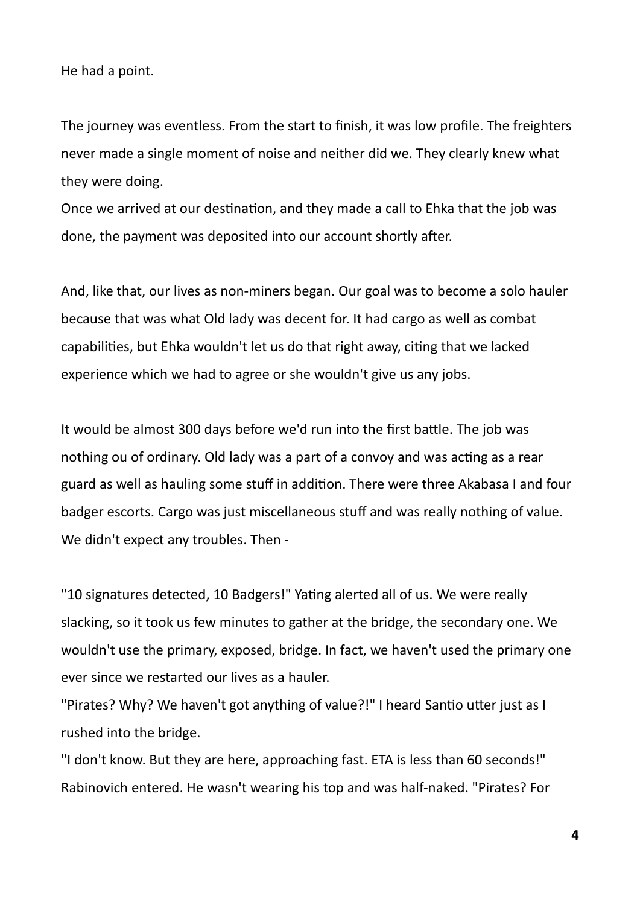He had a point.

The journey was eventless. From the start to finish, it was low profile. The freighters never made a single moment of noise and neither did we. They clearly knew what they were doing.
Once we arrived at our destination, and they made a call to Ehka that the job was done, the payment was deposited into our account shortly after.

And, like that, our lives as non-miners began. Our goal was to become a solo hauler because that was what Old lady was decent for. It had cargo as well as combat capabilities, but Ehka wouldn't let us do that right away, citing that we lacked experience which we had to agree or she wouldn't give us any jobs.

It would be almost 300 days before we'd run into the first battle. The job was nothing ou of ordinary. Old lady was a part of a convoy and was acting as a rear guard as well as hauling some stuff in addition. There were three Akabasa I and four badger escorts. Cargo was just miscellaneous stuff and was really nothing of value. We didn't expect any troubles. Then -

"10 signatures detected, 10 Badgers!" Yating alerted all of us. We were really slacking, so it took us few minutes to gather at the bridge, the secondary one. We wouldn't use the primary, exposed, bridge. In fact, we haven't used the primary one ever since we restarted our lives as a hauler.
"Pirates? Why? We haven't got anything of value?!" I heard Santio utter just as I rushed into the bridge.
"I don't know. But they are here, approaching fast. ETA is less than 60 seconds!"
Rabinovich entered. He wasn't wearing his top and was half-naked. "Pirates? For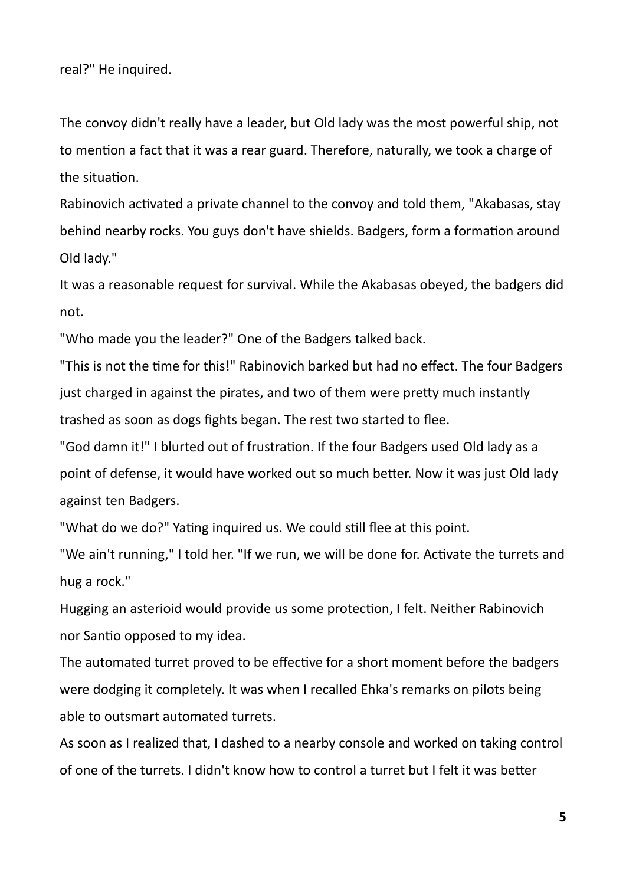real?" He inquired.

The convoy didn't really have a leader, but Old lady was the most powerful ship, not to mention a fact that it was a rear guard. Therefore, naturally, we took a charge of the situation.

Rabinovich activated a private channel to the convoy and told them, "Akabasas, stay behind nearby rocks. You guys don't have shields. Badgers, form a formation around Old lady."

It was a reasonable request for survival. While the Akabasas obeyed, the badgers did not.

"Who made you the leader?" One of the Badgers talked back.

"This is not the time for this!" Rabinovich barked but had no effect. The four Badgers just charged in against the pirates, and two of them were pretty much instantly trashed as soon as dogs fights began. The rest two started to flee.

"God damn it!" I blurted out of frustration. If the four Badgers used Old lady as a point of defense, it would have worked out so much better. Now it was just Old lady against ten Badgers.

"What do we do?" Yating inquired us. We could still flee at this point.

"We ain't running," I told her. "If we run, we will be done for. Activate the turrets and hug a rock."

Hugging an asteroid would provide us some protection, I felt. Neither Rabinovich nor Santio opposed to my idea.

The automated turret proved to be effective for a short moment before the badgers were dodging it completely. It was when I recalled Ehka's remarks on pilots being able to outsmart automated turrets.

As soon as I realized that, I dashed to a nearby console and worked on taking control of one of the turrets. I didn't know how to control a turret but I felt it was better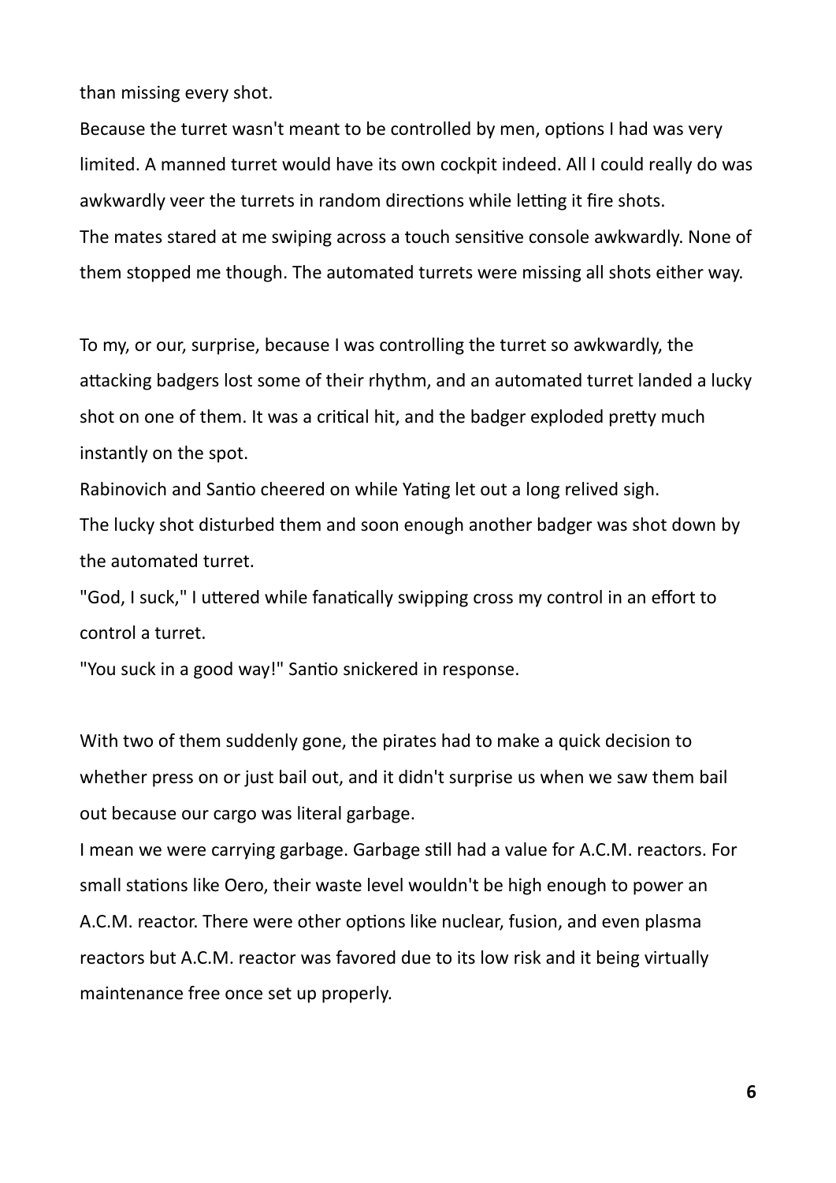than missing every shot.

Because the turret wasn't meant to be controlled by men, options I had was very limited. A manned turret would have its own cockpit indeed. All I could really do was awkwardly veer the turrets in random directions while letting it fire shots.

The mates stared at me swiping across a touch sensitive console awkwardly. None of them stopped me though. The automated turrets were missing all shots either way.

To my, or our, surprise, because I was controlling the turret so awkwardly, the attacking badgers lost some of their rhythm, and an automated turret landed a lucky shot on one of them. It was a critical hit, and the badger exploded pretty much instantly on the spot.

Rabinovich and Santio cheered on while Yating let out a long relived sigh.

The lucky shot disturbed them and soon enough another badger was shot down by the automated turret.

"God, I suck," I uttered while fanatically swipping cross my control in an effort to control a turret.

"You suck in a good way!" Santio snickered in response.

With two of them suddenly gone, the pirates had to make a quick decision to whether press on or just bail out, and it didn't surprise us when we saw them bail out because our cargo was literal garbage.

I mean we were carrying garbage. Garbage still had a value for A.C.M. reactors. For small stations like Oero, their waste level wouldn't be high enough to power an A.C.M. reactor. There were other options like nuclear, fusion, and even plasma reactors but A.C.M. reactor was favored due to its low risk and it being virtually maintenance free once set up properly.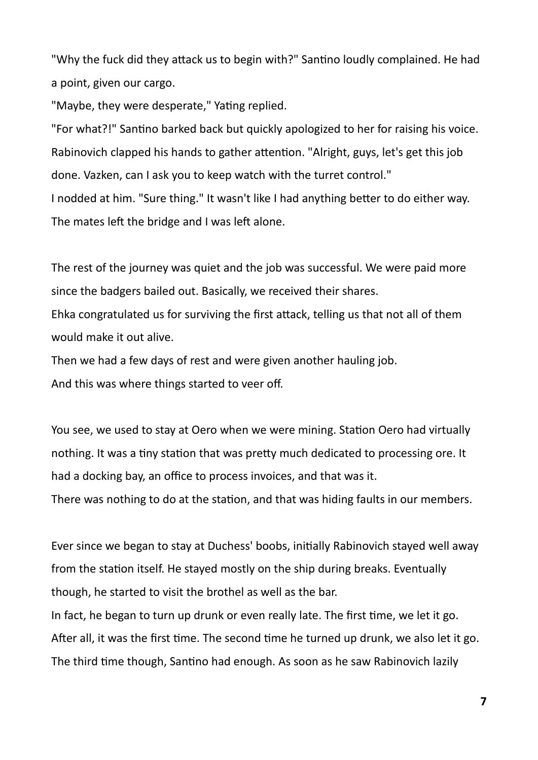"Why the fuck did they attack us to begin with?" Santino loudly complained. He had a point, given our cargo.

"Maybe, they were desperate," Yating replied.

"For what?!" Santino barked back but quickly apologized to her for raising his voice.

Rabinovich clapped his hands to gather attention. "Alright, guys, let's get this job done. Vazken, can I ask you to keep watch with the turret control."

I nodded at him. "Sure thing." It wasn't like I had anything better to do either way.

The mates left the bridge and I was left alone.

The rest of the journey was quiet and the job was successful. We were paid more since the badgers bailed out. Basically, we received their shares.

Ehka congratulated us for surviving the first attack, telling us that not all of them would make it out alive.

Then we had a few days of rest and were given another hauling job.

And this was where things started to veer off.

You see, we used to stay at Oero when we were mining. Station Oero had virtually nothing. It was a tiny station that was pretty much dedicated to processing ore. It had a docking bay, an office to process invoices, and that was it.

There was nothing to do at the station, and that was hiding faults in our members.

Ever since we began to stay at Duchess' boobs, initially Rabinovich stayed well away from the station itself. He stayed mostly on the ship during breaks. Eventually though, he started to visit the brothel as well as the bar.

In fact, he began to turn up drunk or even really late. The first time, we let it go. After all, it was the first time. The second time he turned up drunk, we also let it go. The third time though, Santino had enough. As soon as he saw Rabinovich lazily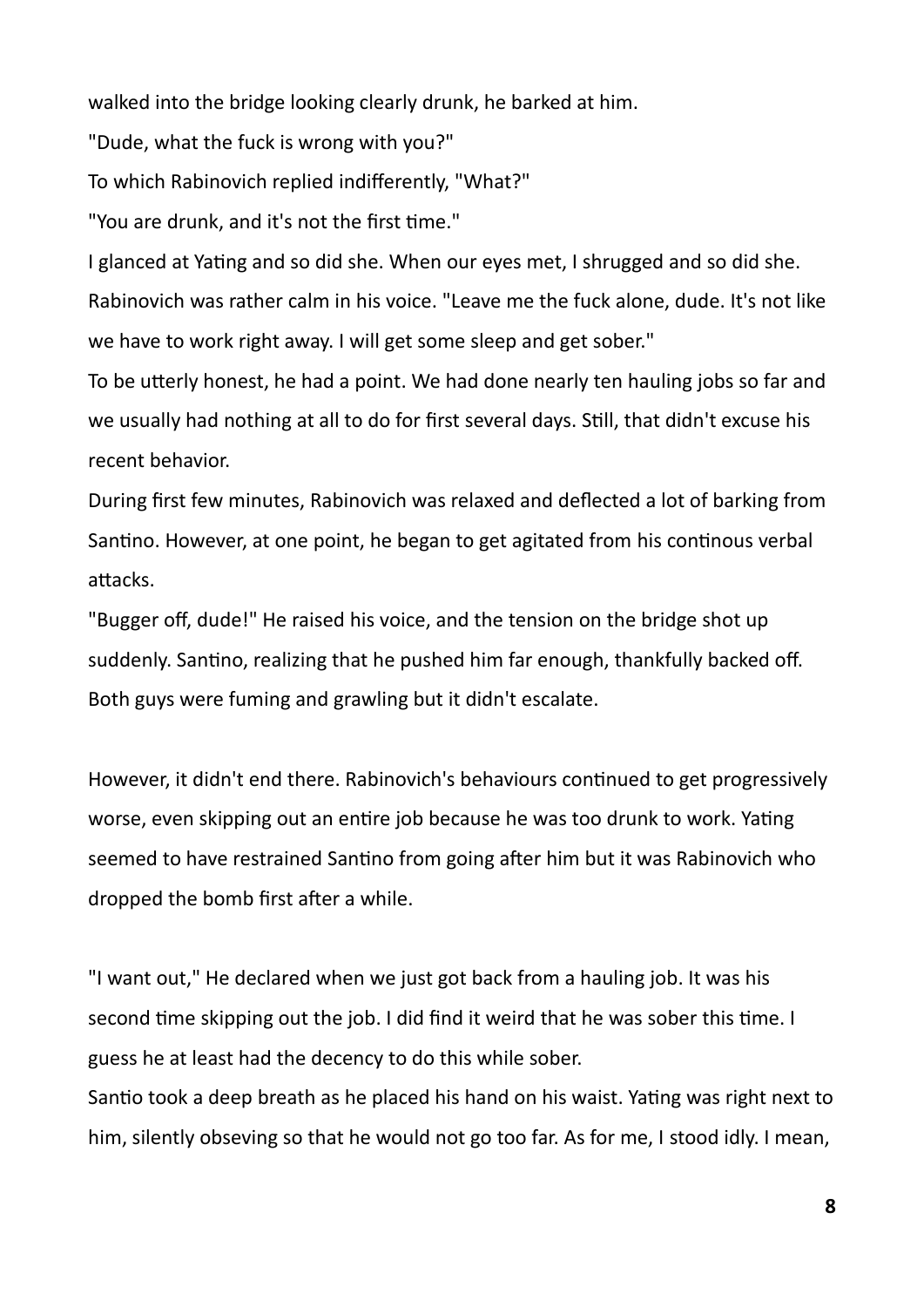walked into the bridge looking clearly drunk, he barked at him.

"Dude, what the fuck is wrong with you?"

To which Rabinovich replied indifferently, "What?"

"You are drunk, and it's not the first time."

I glanced at Yating and so did she. When our eyes met, I shrugged and so did she.

Rabinovich was rather calm in his voice. "Leave me the fuck alone, dude. It's not like we have to work right away. I will get some sleep and get sober."

To be utterly honest, he had a point. We had done nearly ten hauling jobs so far and we usually had nothing at all to do for first several days. Still, that didn't excuse his recent behavior.

During first few minutes, Rabinovich was relaxed and deflected a lot of barking from Santino. However, at one point, he began to get agitated from his continous verbal attacks.

"Bugger off, dude!" He raised his voice, and the tension on the bridge shot up suddenly. Santino, realizing that he pushed him far enough, thankfully backed off. Both guys were fuming and grawling but it didn't escalate.

However, it didn't end there. Rabinovich's behaviours continued to get progressively worse, even skipping out an entire job because he was too drunk to work. Yating seemed to have restrained Santino from going after him but it was Rabinovich who dropped the bomb first after a while.

"I want out," He declared when we just got back from a hauling job. It was his second time skipping out the job. I did find it weird that he was sober this time. I guess he at least had the decency to do this while sober.

Santio took a deep breath as he placed his hand on his waist. Yating was right next to him, silently obseving so that he would not go too far. As for me, I stood idly. I mean,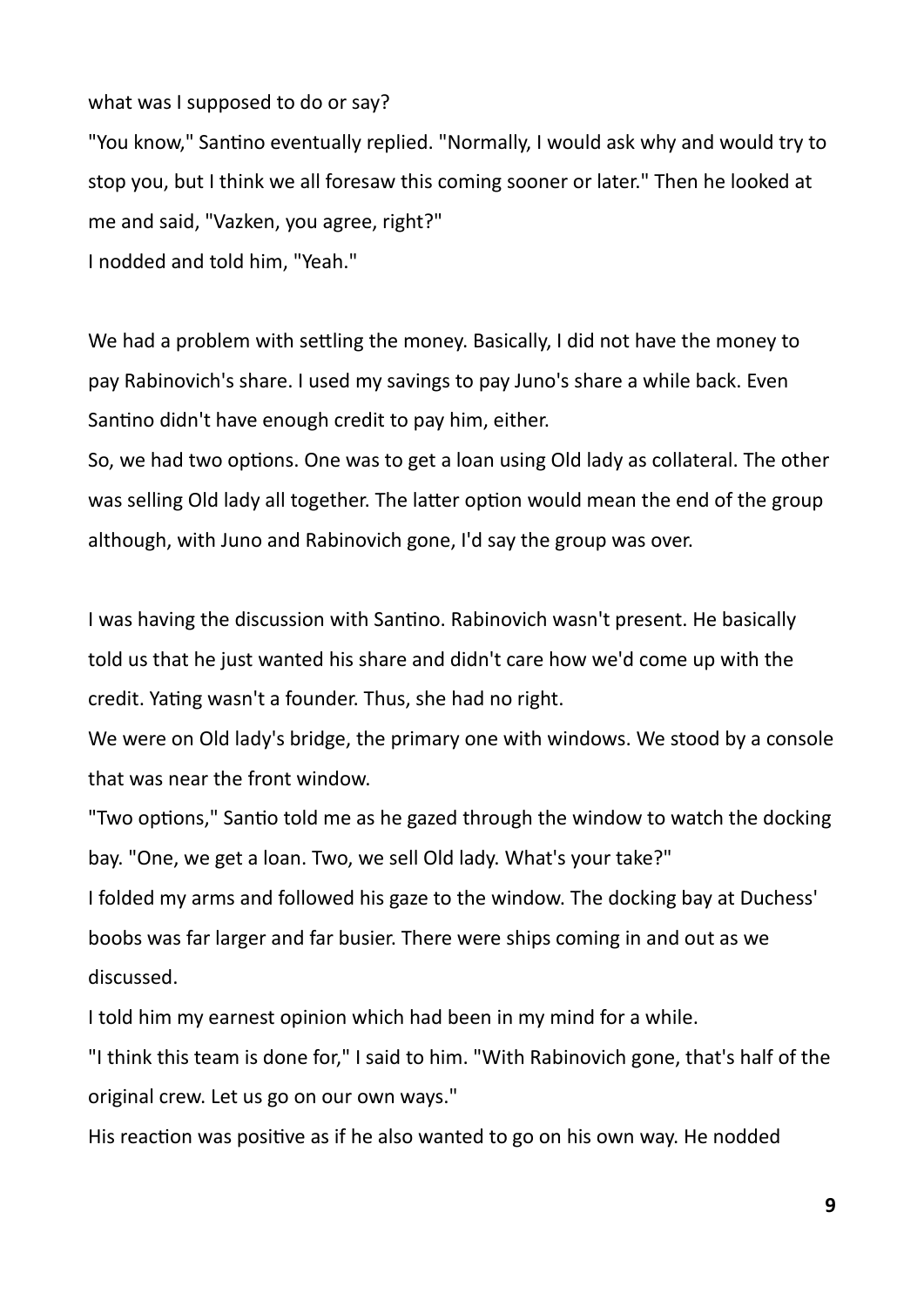what was I supposed to do or say?

"You know," Santino eventually replied. "Normally, I would ask why and would try to stop you, but I think we all foresaw this coming sooner or later." Then he looked at me and said, "Vazken, you agree, right?"

I nodded and told him, "Yeah."

We had a problem with settling the money. Basically, I did not have the money to pay Rabinovich's share. I used my savings to pay Juno's share a while back. Even Santino didn't have enough credit to pay him, either.

So, we had two options. One was to get a loan using Old lady as collateral. The other was selling Old lady all together. The latter option would mean the end of the group although, with Juno and Rabinovich gone, I'd say the group was over.

I was having the discussion with Santino. Rabinovich wasn't present. He basically told us that he just wanted his share and didn't care how we'd come up with the credit. Yating wasn't a founder. Thus, she had no right.

We were on Old lady's bridge, the primary one with windows. We stood by a console that was near the front window.

"Two options," Santio told me as he gazed through the window to watch the docking bay. "One, we get a loan. Two, we sell Old lady. What's your take?"

I folded my arms and followed his gaze to the window. The docking bay at Duchess' boobs was far larger and far busier. There were ships coming in and out as we discussed.

I told him my earnest opinion which had been in my mind for a while.

"I think this team is done for," I said to him. "With Rabinovich gone, that's half of the original crew. Let us go on our own ways."

His reaction was positive as if he also wanted to go on his own way. He nodded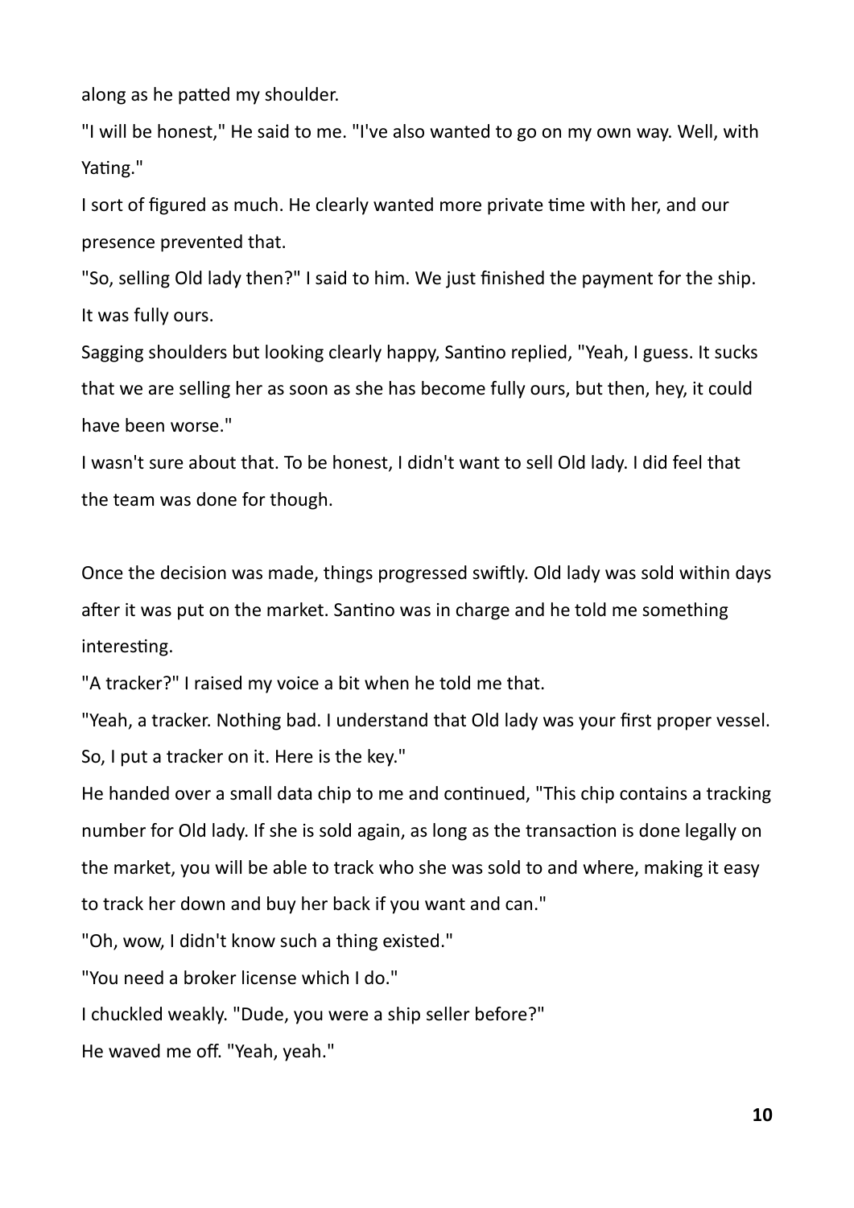along as he patted my shoulder.

"I will be honest," He said to me. "I've also wanted to go on my own way. Well, with Yating."

I sort of figured as much. He clearly wanted more private time with her, and our presence prevented that.

"So, selling Old lady then?" I said to him. We just finished the payment for the ship. It was fully ours.

Sagging shoulders but looking clearly happy, Santino replied, "Yeah, I guess. It sucks that we are selling her as soon as she has become fully ours, but then, hey, it could have been worse."

I wasn't sure about that. To be honest, I didn't want to sell Old lady. I did feel that the team was done for though.

Once the decision was made, things progressed swiftly. Old lady was sold within days after it was put on the market. Santino was in charge and he told me something interesting.

"A tracker?" I raised my voice a bit when he told me that.

"Yeah, a tracker. Nothing bad. I understand that Old lady was your first proper vessel. So, I put a tracker on it. Here is the key."

He handed over a small data chip to me and continued, "This chip contains a tracking number for Old lady. If she is sold again, as long as the transaction is done legally on the market, you will be able to track who she was sold to and where, making it easy to track her down and buy her back if you want and can."

"Oh, wow, I didn't know such a thing existed."

"You need a broker license which I do."

I chuckled weakly. "Dude, you were a ship seller before?"

He waved me off. "Yeah, yeah."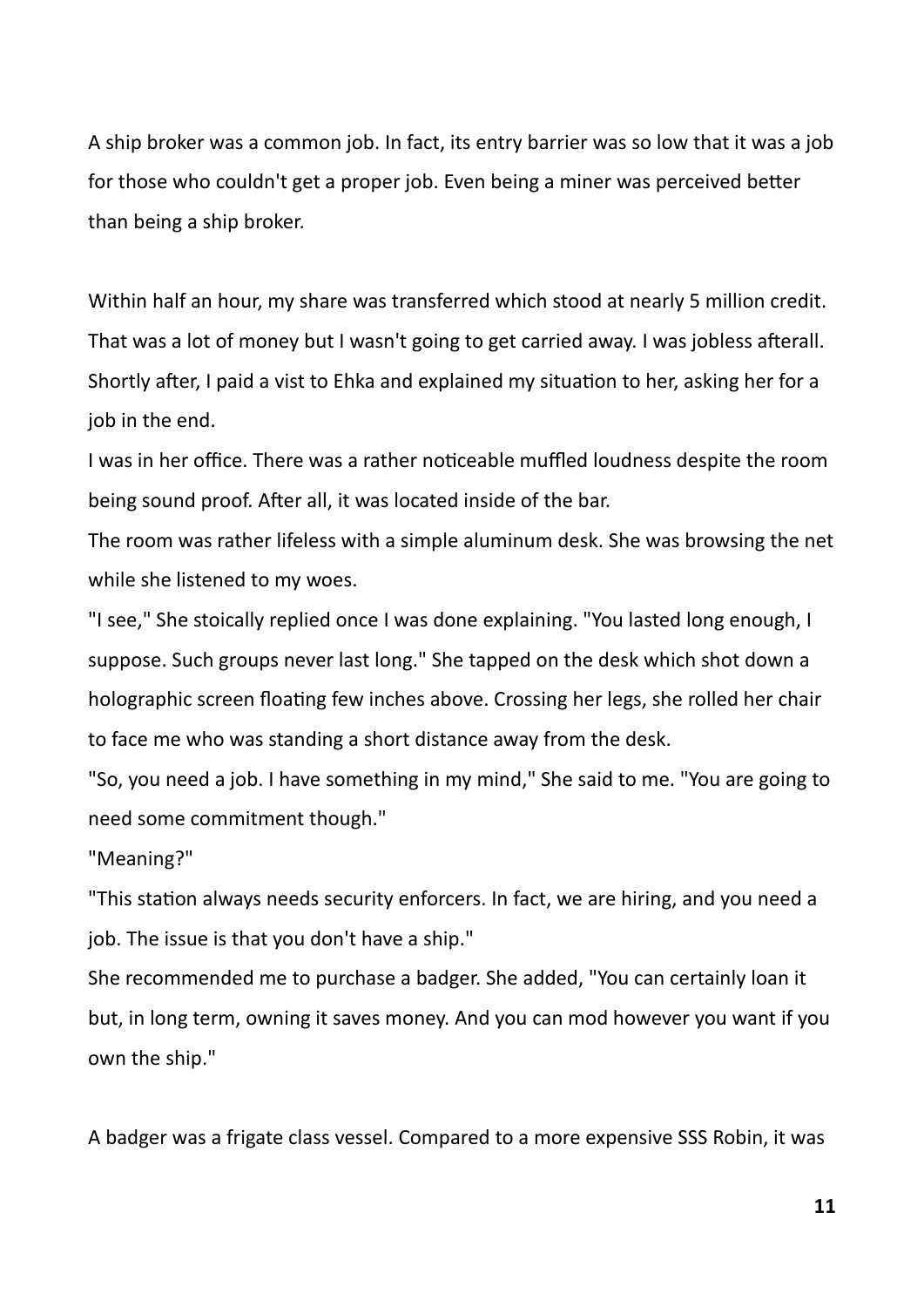A ship broker was a common job. In fact, its entry barrier was so low that it was a job for those who couldn't get a proper job. Even being a miner was perceived better than being a ship broker.

Within half an hour, my share was transferred which stood at nearly 5 million credit. That was a lot of money but I wasn't going to get carried away. I was jobless afterall. Shortly after, I paid a vist to Ehka and explained my situation to her, asking her for a job in the end.

I was in her office. There was a rather noticeable muffled loudness despite the room being sound proof. After all, it was located inside of the bar.

The room was rather lifeless with a simple aluminum desk. She was browsing the net while she listened to my woes.

"I see," She stoically replied once I was done explaining. "You lasted long enough, I suppose. Such groups never last long." She tapped on the desk which shot down a holographic screen floating few inches above. Crossing her legs, she rolled her chair to face me who was standing a short distance away from the desk.

"So, you need a job. I have something in my mind," She said to me. "You are going to need some commitment though."

"Meaning?"

"This station always needs security enforcers. In fact, we are hiring, and you need a job. The issue is that you don't have a ship."

She recommended me to purchase a badger. She added, "You can certainly loan it but, in long term, owning it saves money. And you can mod however you want if you own the ship."

A badger was a frigate class vessel. Compared to a more expensive SSS Robin, it was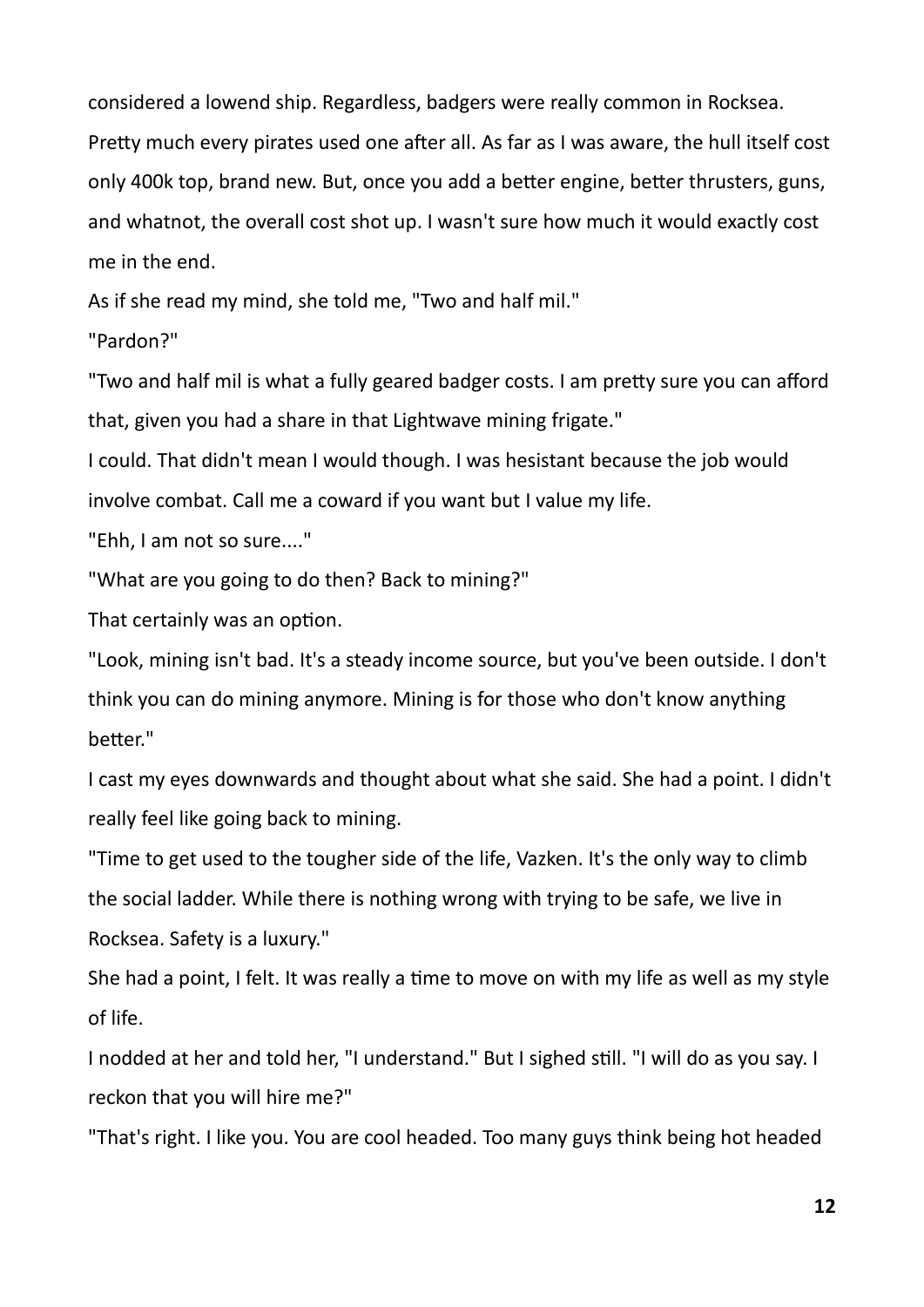considered a lowend ship. Regardless, badgers were really common in Rocksea. Pretty much every pirates used one after all. As far as I was aware, the hull itself cost only 400k top, brand new. But, once you add a better engine, better thrusters, guns, and whatnot, the overall cost shot up. I wasn't sure how much it would exactly cost me in the end.

As if she read my mind, she told me, "Two and half mil."

"Pardon?"

"Two and half mil is what a fully geared badger costs. I am pretty sure you can afford that, given you had a share in that Lightwave mining frigate."

I could. That didn't mean I would though. I was hesistant because the job would involve combat. Call me a coward if you want but I value my life.

"Ehh, I am not so sure...."

"What are you going to do then? Back to mining?"

That certainly was an option.

"Look, mining isn't bad. It's a steady income source, but you've been outside. I don't think you can do mining anymore. Mining is for those who don't know anything better."

I cast my eyes downwards and thought about what she said. She had a point. I didn't really feel like going back to mining.

"Time to get used to the tougher side of the life, Vazken. It's the only way to climb the social ladder. While there is nothing wrong with trying to be safe, we live in Rocksea. Safety is a luxury."

She had a point, I felt. It was really a time to move on with my life as well as my style of life.

I nodded at her and told her, "I understand." But I sighed still. "I will do as you say. I reckon that you will hire me?"

"That's right. I like you. You are cool headed. Too many guys think being hot headed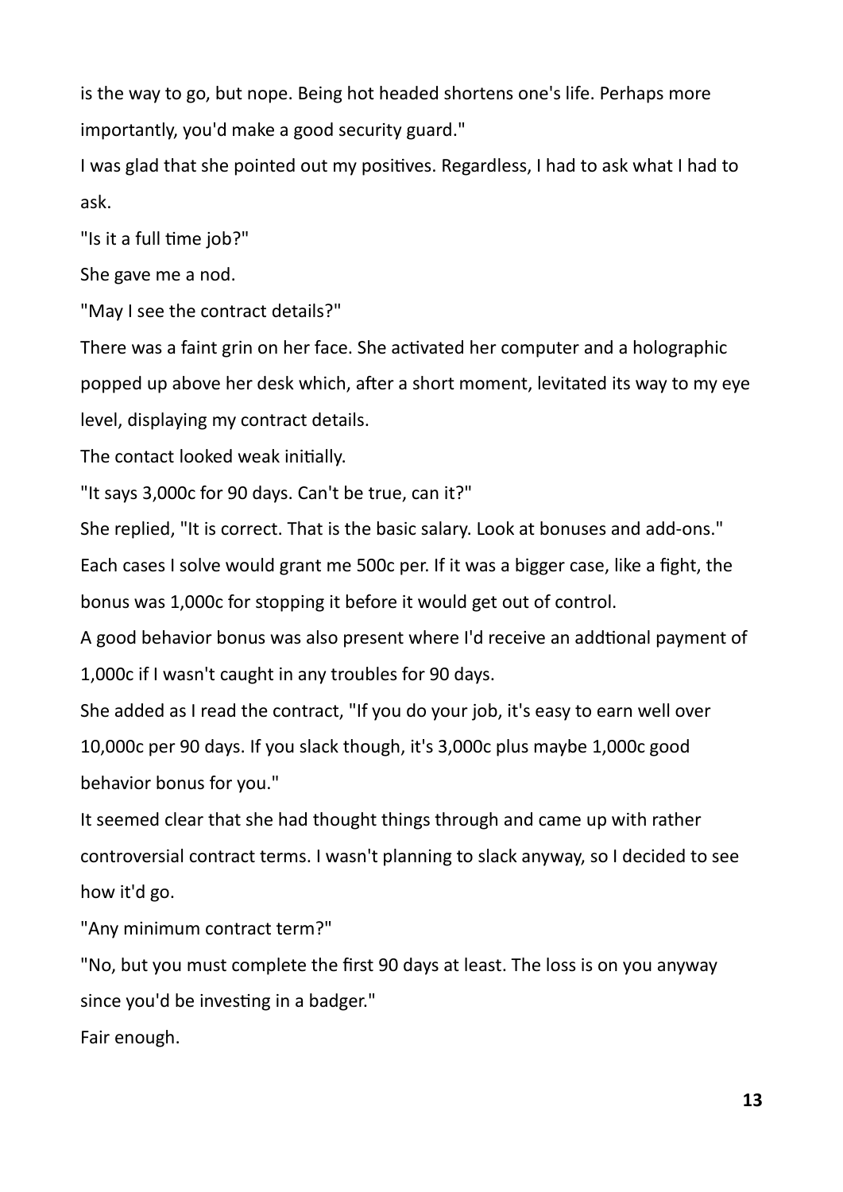is the way to go, but nope. Being hot headed shortens one's life. Perhaps more importantly, you'd make a good security guard."

I was glad that she pointed out my positives. Regardless, I had to ask what I had to ask.

"Is it a full time job?"

She gave me a nod.

"May I see the contract details?"

There was a faint grin on her face. She activated her computer and a holographic popped up above her desk which, after a short moment, levitated its way to my eye level, displaying my contract details.

The contact looked weak initially.

"It says 3,000c for 90 days. Can't be true, can it?"

She replied, "It is correct. That is the basic salary. Look at bonuses and add-ons."

Each cases I solve would grant me 500c per. If it was a bigger case, like a fight, the bonus was 1,000c for stopping it before it would get out of control.

A good behavior bonus was also present where I'd receive an addtional payment of 1,000c if I wasn't caught in any troubles for 90 days.

She added as I read the contract, "If you do your job, it's easy to earn well over 10,000c per 90 days. If you slack though, it's 3,000c plus maybe 1,000c good behavior bonus for you."

It seemed clear that she had thought things through and came up with rather controversial contract terms. I wasn't planning to slack anyway, so I decided to see how it'd go.

"Any minimum contract term?"

"No, but you must complete the first 90 days at least. The loss is on you anyway since you'd be investing in a badger."

Fair enough.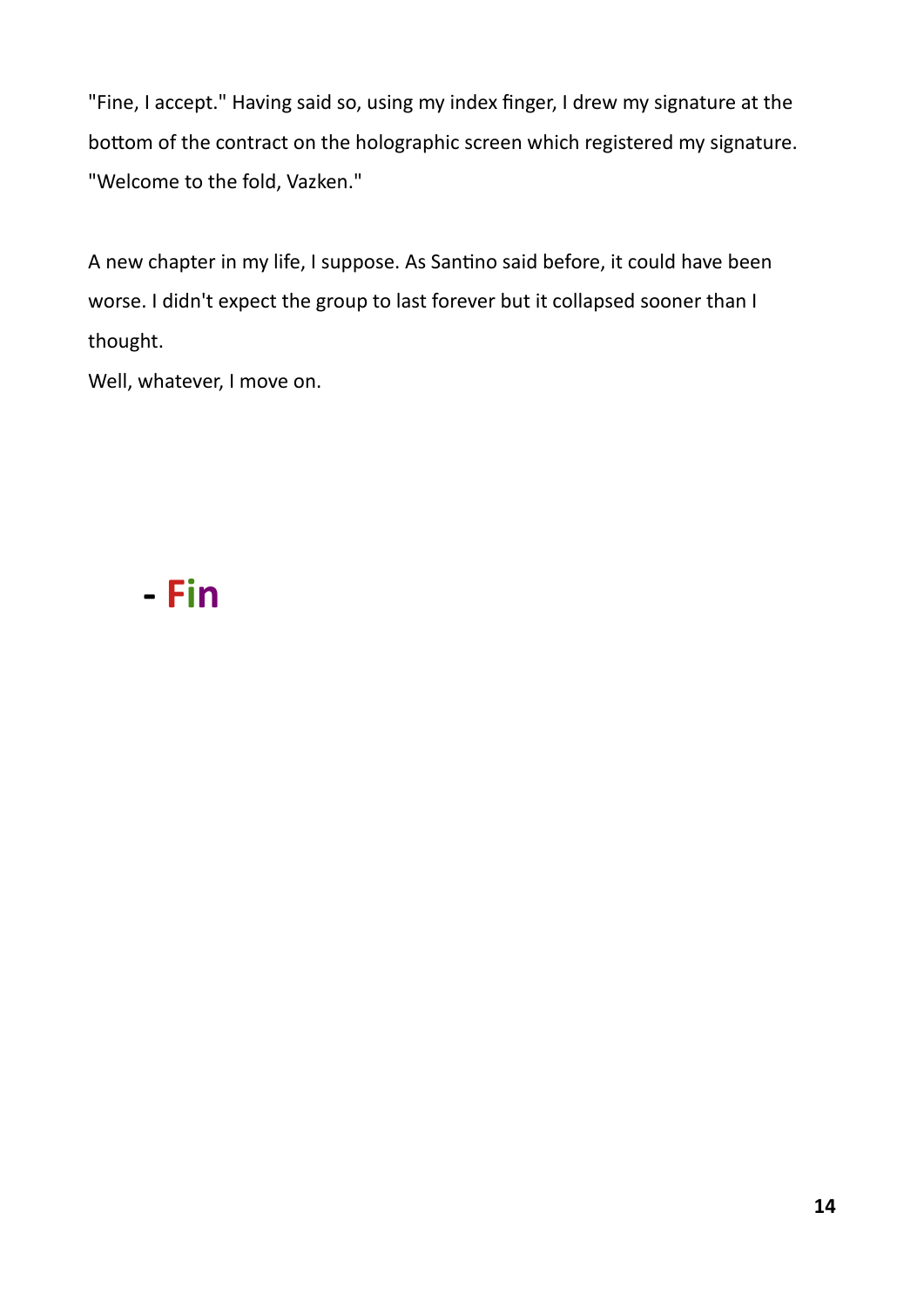"Fine, I accept." Having said so, using my index finger, I drew my signature at the bottom of the contract on the holographic screen which registered my signature.
"Welcome to the fold, Vazken."

A new chapter in my life, I suppose. As Santino said before, it could have been worse. I didn't expect the group to last forever but it collapsed sooner than I thought.
Well, whatever, I move on.

**- Fin**